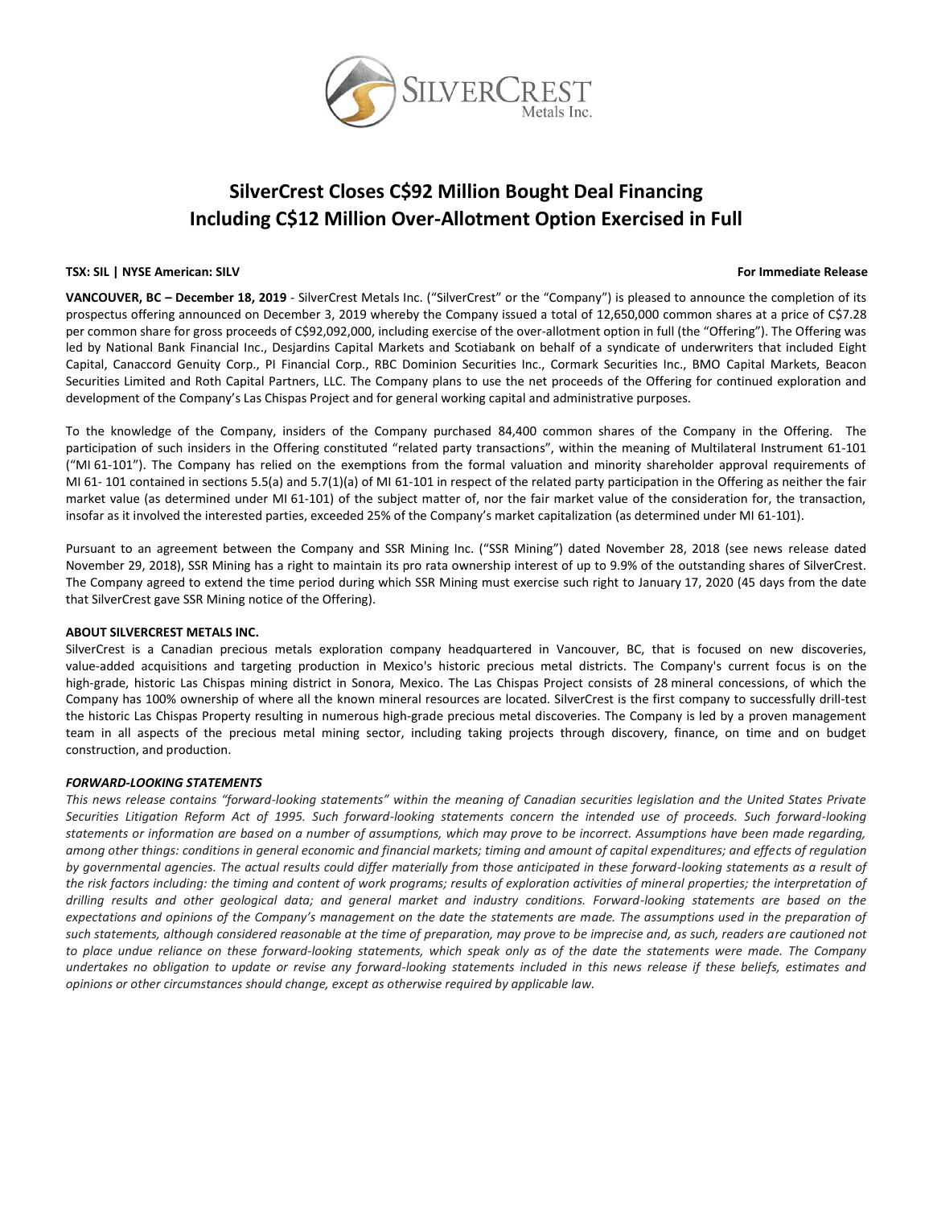# SilverCrest Closes C$92 Million Bought Deal Financing Including C$12 Million Over-Allotment Option Exercised in Full

**TSX: SIL | NYSE American: SILV** **For Immediate Release**

**VANCOUVER, BC – December 18, 2019** - SilverCrest Metals Inc. ("SilverCrest" or the "Company") is pleased to announce the completion of its prospectus offering announced on December 3, 2019 whereby the Company issued a total of 12,650,000 common shares at a price of C$7.28 per common share for gross proceeds of C$92,092,000, including exercise of the over-allotment option in full (the "Offering"). The Offering was led by National Bank Financial Inc., Desjardins Capital Markets and Scotiabank on behalf of a syndicate of underwriters that included Eight Capital, Canaccord Genuity Corp., PI Financial Corp., RBC Dominion Securities Inc., Cormark Securities Inc., BMO Capital Markets, Beacon Securities Limited and Roth Capital Partners, LLC. The Company plans to use the net proceeds of the Offering for continued exploration and development of the Company's Las Chispas Project and for general working capital and administrative purposes.

To the knowledge of the Company, insiders of the Company purchased 84,400 common shares of the Company in the Offering. The participation of such insiders in the Offering constituted "related party transactions", within the meaning of Multilateral Instrument 61-101 ("MI 61-101"). The Company has relied on the exemptions from the formal valuation and minority shareholder approval requirements of MI 61- 101 contained in sections 5.5(a) and 5.7(1)(a) of MI 61-101 in respect of the related party participation in the Offering as neither the fair market value (as determined under MI 61-101) of the subject matter of, nor the fair market value of the consideration for, the transaction, insofar as it involved the interested parties, exceeded 25% of the Company's market capitalization (as determined under MI 61-101).

Pursuant to an agreement between the Company and SSR Mining Inc. ("SSR Mining") dated November 28, 2018 (see news release dated November 29, 2018), SSR Mining has a right to maintain its pro rata ownership interest of up to 9.9% of the outstanding shares of SilverCrest. The Company agreed to extend the time period during which SSR Mining must exercise such right to January 17, 2020 (45 days from the date that SilverCrest gave SSR Mining notice of the Offering).

**ABOUT SILVERCREST METALS INC.**

SilverCrest is a Canadian precious metals exploration company headquartered in Vancouver, BC, that is focused on new discoveries, value-added acquisitions and targeting production in Mexico's historic precious metal districts. The Company's current focus is on the high-grade, historic Las Chispas mining district in Sonora, Mexico. The Las Chispas Project consists of 28 mineral concessions, of which the Company has 100% ownership of where all the known mineral resources are located. SilverCrest is the first company to successfully drill-test the historic Las Chispas Property resulting in numerous high-grade precious metal discoveries. The Company is led by a proven management team in all aspects of the precious metal mining sector, including taking projects through discovery, finance, on time and on budget construction, and production.

***FORWARD-LOOKING STATEMENTS***

*This news release contains "forward-looking statements" within the meaning of Canadian securities legislation and the United States Private Securities Litigation Reform Act of 1995. Such forward-looking statements concern the intended use of proceeds. Such forward-looking statements or information are based on a number of assumptions, which may prove to be incorrect. Assumptions have been made regarding, among other things: conditions in general economic and financial markets; timing and amount of capital expenditures; and effects of regulation by governmental agencies. The actual results could differ materially from those anticipated in these forward-looking statements as a result of the risk factors including: the timing and content of work programs; results of exploration activities of mineral properties; the interpretation of drilling results and other geological data; and general market and industry conditions. Forward-looking statements are based on the expectations and opinions of the Company's management on the date the statements are made. The assumptions used in the preparation of such statements, although considered reasonable at the time of preparation, may prove to be imprecise and, as such, readers are cautioned not to place undue reliance on these forward-looking statements, which speak only as of the date the statements were made. The Company undertakes no obligation to update or revise any forward-looking statements included in this news release if these beliefs, estimates and opinions or other circumstances should change, except as otherwise required by applicable law.*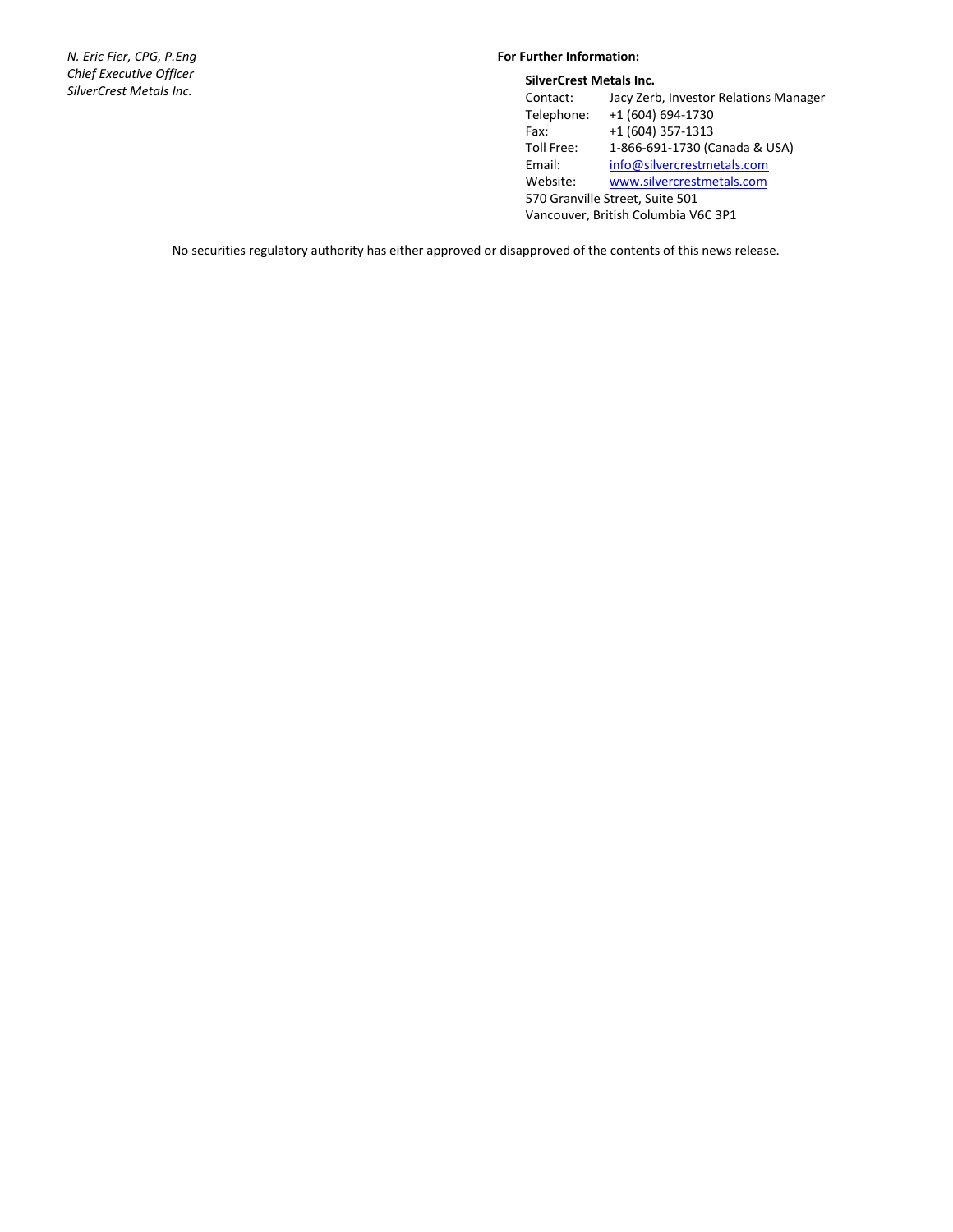*N. Eric Fier, CPG, P.Eng*
*Chief Executive Officer*
*SilverCrest Metals Inc.*

**For Further Information:**

**SilverCrest Metals Inc.**

| | |
|---|---|
| Contact: | Jacy Zerb, Investor Relations Manager |
| Telephone: | +1 (604) 694-1730 |
| Fax: | +1 (604) 357-1313 |
| Toll Free: | 1-866-691-1730 (Canada & USA) |
| Email: | info@silvercrestmetals.com |
| Website: | www.silvercrestmetals.com |

570 Granville Street, Suite 501
Vancouver, British Columbia V6C 3P1

No securities regulatory authority has either approved or disapproved of the contents of this news release.